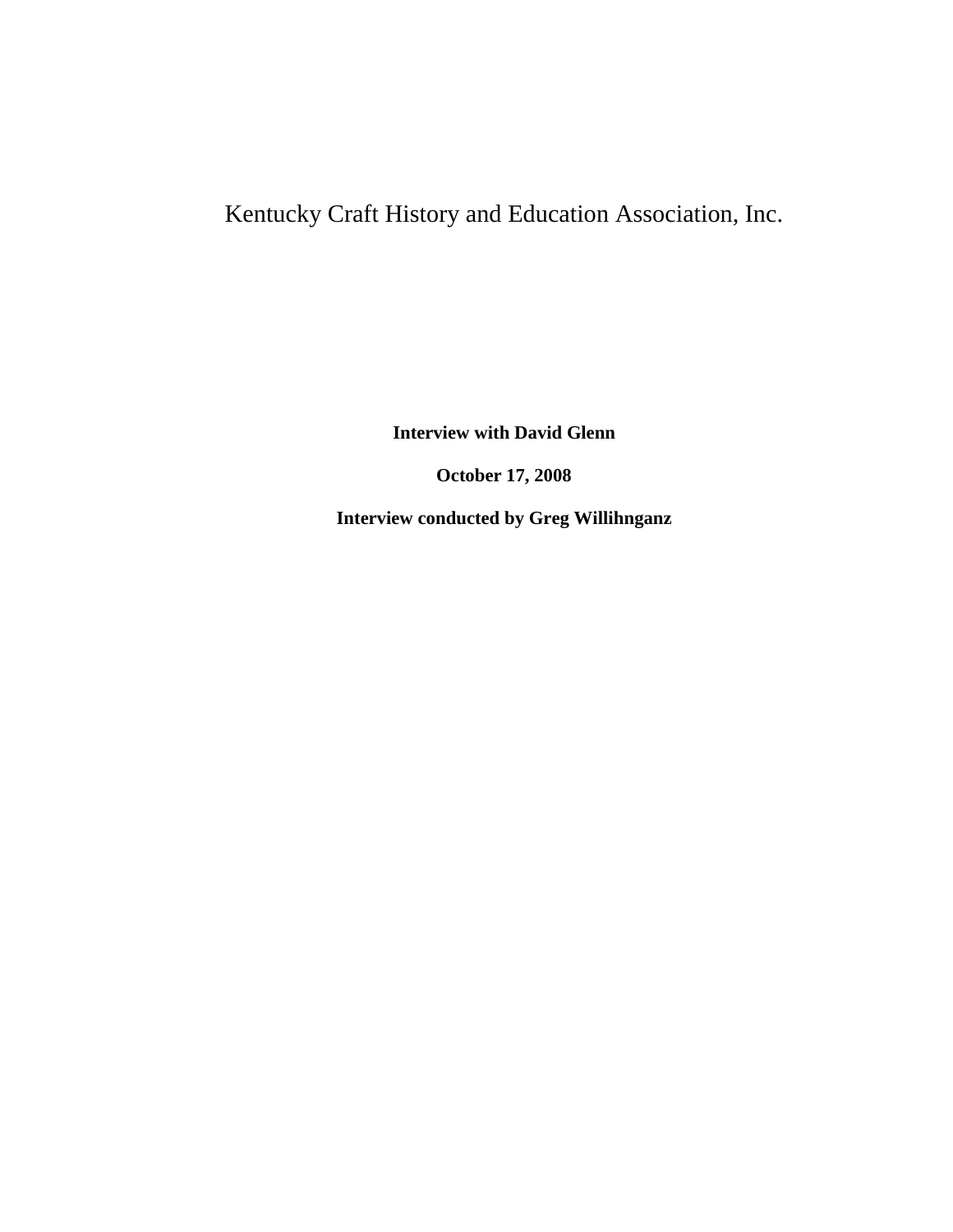# Kentucky Craft History and Education Association, Inc.

**Interview with David Glenn**

**October 17, 2008**

**Interview conducted by Greg Willihnganz**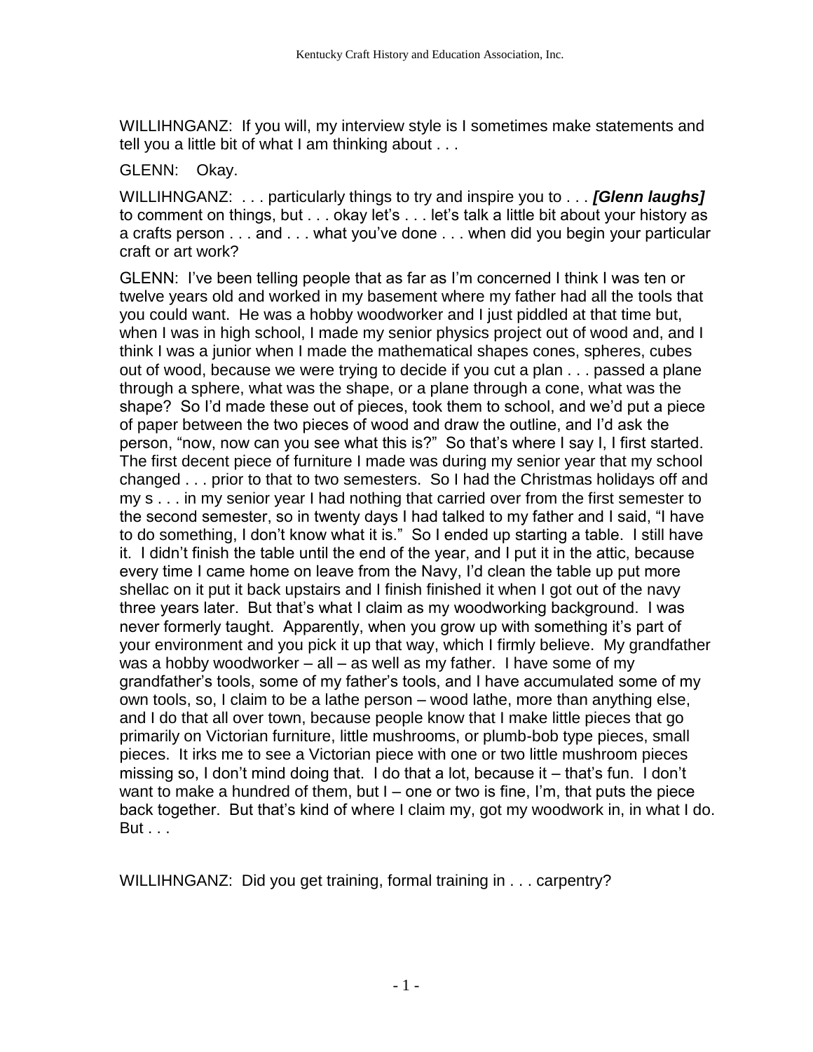WILLIHNGANZ: If you will, my interview style is I sometimes make statements and tell you a little bit of what I am thinking about . . .

GLENN: Okay.

WILLIHNGANZ: . . . particularly things to try and inspire you to . . . ***[Glenn laughs]*** to comment on things, but . . . okay let's . . . let's talk a little bit about your history as a crafts person . . . and . . . what you've done . . . when did you begin your particular craft or art work?

GLENN: I've been telling people that as far as I'm concerned I think I was ten or twelve years old and worked in my basement where my father had all the tools that you could want. He was a hobby woodworker and I just piddled at that time but, when I was in high school, I made my senior physics project out of wood and, and I think I was a junior when I made the mathematical shapes cones, spheres, cubes out of wood, because we were trying to decide if you cut a plan . . . passed a plane through a sphere, what was the shape, or a plane through a cone, what was the shape? So I'd made these out of pieces, took them to school, and we'd put a piece of paper between the two pieces of wood and draw the outline, and I'd ask the person, "now, now can you see what this is?" So that's where I say I, I first started. The first decent piece of furniture I made was during my senior year that my school changed . . . prior to that to two semesters. So I had the Christmas holidays off and my s . . . in my senior year I had nothing that carried over from the first semester to the second semester, so in twenty days I had talked to my father and I said, "I have to do something, I don't know what it is." So I ended up starting a table. I still have it. I didn't finish the table until the end of the year, and I put it in the attic, because every time I came home on leave from the Navy, I'd clean the table up put more shellac on it put it back upstairs and I finish finished it when I got out of the navy three years later. But that's what I claim as my woodworking background. I was never formerly taught. Apparently, when you grow up with something it's part of your environment and you pick it up that way, which I firmly believe. My grandfather was a hobby woodworker – all – as well as my father. I have some of my grandfather's tools, some of my father's tools, and I have accumulated some of my own tools, so, I claim to be a lathe person – wood lathe, more than anything else, and I do that all over town, because people know that I make little pieces that go primarily on Victorian furniture, little mushrooms, or plumb-bob type pieces, small pieces. It irks me to see a Victorian piece with one or two little mushroom pieces missing so, I don't mind doing that. I do that a lot, because it – that's fun. I don't want to make a hundred of them, but I – one or two is fine, I'm, that puts the piece back together. But that's kind of where I claim my, got my woodwork in, in what I do. But . . .

WILLIHNGANZ: Did you get training, formal training in . . . carpentry?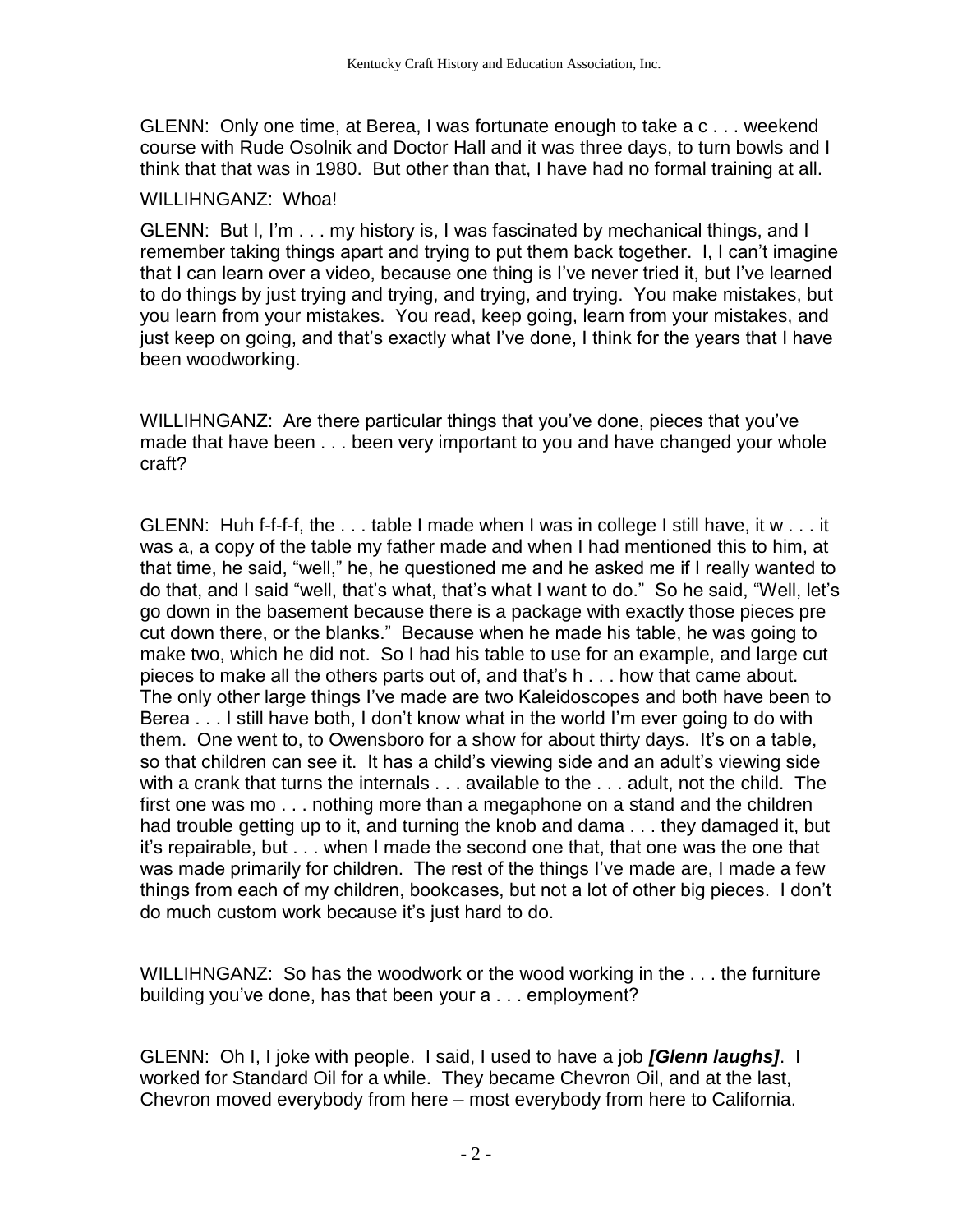GLENN: Only one time, at Berea, I was fortunate enough to take a c . . . weekend course with Rude Osolnik and Doctor Hall and it was three days, to turn bowls and I think that that was in 1980. But other than that, I have had no formal training at all.

WILLIHNGANZ: Whoa!

GLENN: But I, I'm . . . my history is, I was fascinated by mechanical things, and I remember taking things apart and trying to put them back together. I, I can't imagine that I can learn over a video, because one thing is I've never tried it, but I've learned to do things by just trying and trying, and trying, and trying. You make mistakes, but you learn from your mistakes. You read, keep going, learn from your mistakes, and just keep on going, and that's exactly what I've done, I think for the years that I have been woodworking.

WILLIHNGANZ: Are there particular things that you've done, pieces that you've made that have been . . . been very important to you and have changed your whole craft?

GLENN: Huh f-f-f-f, the . . . table I made when I was in college I still have, it w . . . it was a, a copy of the table my father made and when I had mentioned this to him, at that time, he said, "well," he, he questioned me and he asked me if I really wanted to do that, and I said "well, that's what, that's what I want to do." So he said, "Well, let's go down in the basement because there is a package with exactly those pieces pre cut down there, or the blanks." Because when he made his table, he was going to make two, which he did not. So I had his table to use for an example, and large cut pieces to make all the others parts out of, and that's h . . . how that came about. The only other large things I've made are two Kaleidoscopes and both have been to Berea . . . I still have both, I don't know what in the world I'm ever going to do with them. One went to, to Owensboro for a show for about thirty days. It's on a table, so that children can see it. It has a child's viewing side and an adult's viewing side with a crank that turns the internals . . . available to the . . . adult, not the child. The first one was mo . . . nothing more than a megaphone on a stand and the children had trouble getting up to it, and turning the knob and dama . . . they damaged it, but it's repairable, but . . . when I made the second one that, that one was the one that was made primarily for children. The rest of the things I've made are, I made a few things from each of my children, bookcases, but not a lot of other big pieces. I don't do much custom work because it's just hard to do.

WILLIHNGANZ: So has the woodwork or the wood working in the . . . the furniture building you've done, has that been your a . . . employment?

GLENN: Oh I, I joke with people. I said, I used to have a job ***[Glenn laughs]***. I worked for Standard Oil for a while. They became Chevron Oil, and at the last, Chevron moved everybody from here – most everybody from here to California.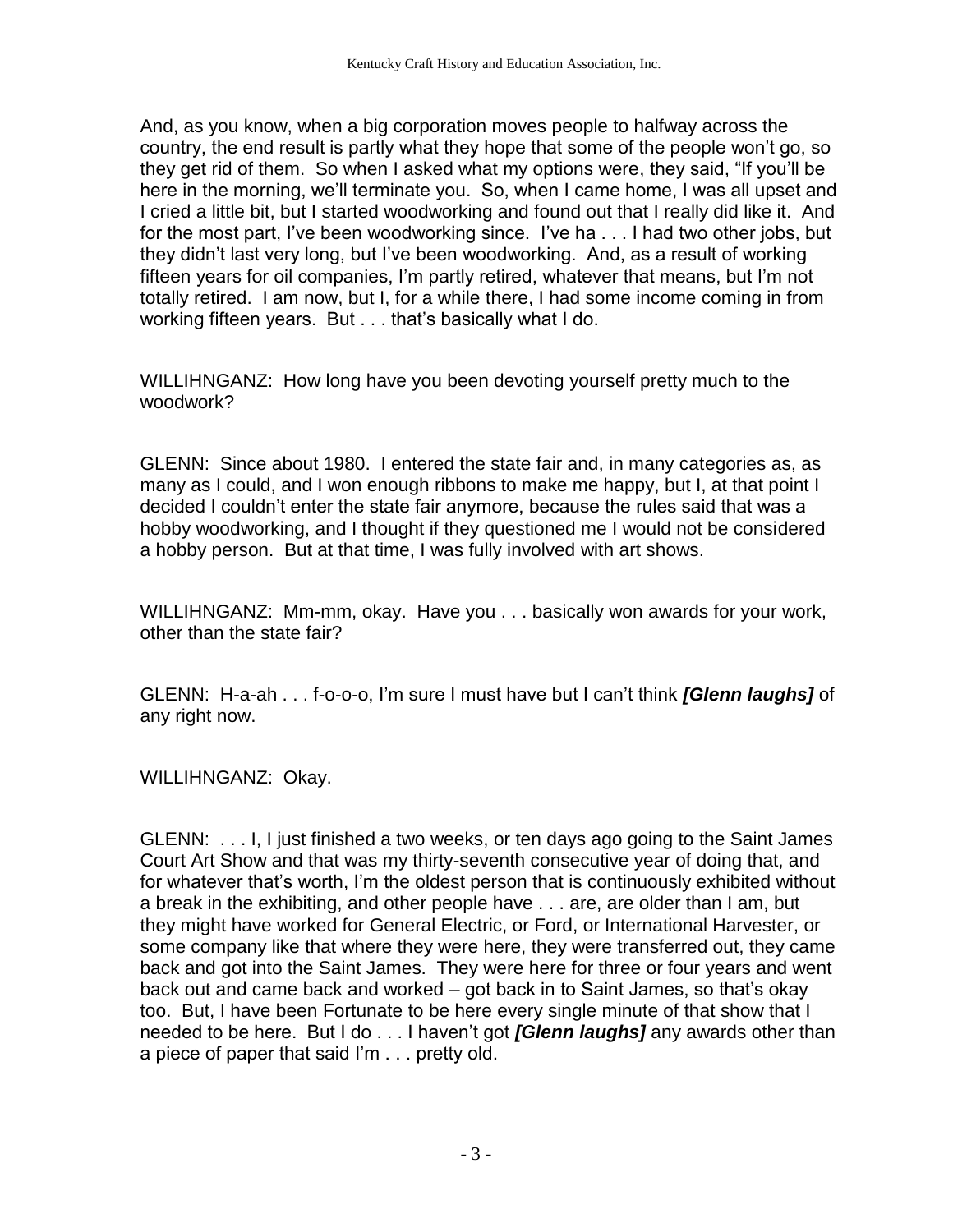And, as you know, when a big corporation moves people to halfway across the country, the end result is partly what they hope that some of the people won't go, so they get rid of them. So when I asked what my options were, they said, "If you'll be here in the morning, we'll terminate you. So, when I came home, I was all upset and I cried a little bit, but I started woodworking and found out that I really did like it. And for the most part, I've been woodworking since. I've ha . . . I had two other jobs, but they didn't last very long, but I've been woodworking. And, as a result of working fifteen years for oil companies, I'm partly retired, whatever that means, but I'm not totally retired. I am now, but I, for a while there, I had some income coming in from working fifteen years. But . . . that's basically what I do.

WILLIHNGANZ: How long have you been devoting yourself pretty much to the woodwork?

GLENN: Since about 1980. I entered the state fair and, in many categories as, as many as I could, and I won enough ribbons to make me happy, but I, at that point I decided I couldn't enter the state fair anymore, because the rules said that was a hobby woodworking, and I thought if they questioned me I would not be considered a hobby person. But at that time, I was fully involved with art shows.

WILLIHNGANZ: Mm-mm, okay. Have you . . . basically won awards for your work, other than the state fair?

GLENN: H-a-ah . . . f-o-o-o, I'm sure I must have but I can't think ***[Glenn laughs]*** of any right now.

WILLIHNGANZ: Okay.

GLENN: . . . I, I just finished a two weeks, or ten days ago going to the Saint James Court Art Show and that was my thirty-seventh consecutive year of doing that, and for whatever that's worth, I'm the oldest person that is continuously exhibited without a break in the exhibiting, and other people have . . . are, are older than I am, but they might have worked for General Electric, or Ford, or International Harvester, or some company like that where they were here, they were transferred out, they came back and got into the Saint James. They were here for three or four years and went back out and came back and worked – got back in to Saint James, so that's okay too. But, I have been Fortunate to be here every single minute of that show that I needed to be here. But I do . . . I haven't got ***[Glenn laughs]*** any awards other than a piece of paper that said I'm . . . pretty old.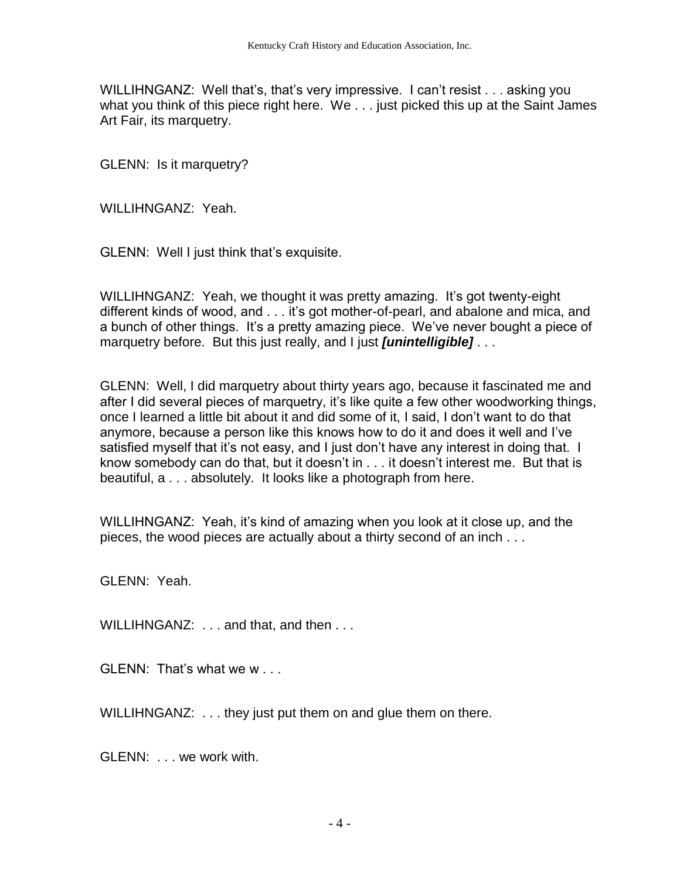WILLIHNGANZ: Well that's, that's very impressive. I can't resist . . . asking you what you think of this piece right here. We . . . just picked this up at the Saint James Art Fair, its marquetry.

GLENN: Is it marquetry?

WILLIHNGANZ: Yeah.

GLENN: Well I just think that's exquisite.

WILLIHNGANZ: Yeah, we thought it was pretty amazing. It's got twenty-eight different kinds of wood, and . . . it's got mother-of-pearl, and abalone and mica, and a bunch of other things. It's a pretty amazing piece. We've never bought a piece of marquetry before. But this just really, and I just ***[unintelligible]*** . . .

GLENN: Well, I did marquetry about thirty years ago, because it fascinated me and after I did several pieces of marquetry, it's like quite a few other woodworking things, once I learned a little bit about it and did some of it, I said, I don't want to do that anymore, because a person like this knows how to do it and does it well and I've satisfied myself that it's not easy, and I just don't have any interest in doing that. I know somebody can do that, but it doesn't in . . . it doesn't interest me. But that is beautiful, a . . . absolutely. It looks like a photograph from here.

WILLIHNGANZ: Yeah, it's kind of amazing when you look at it close up, and the pieces, the wood pieces are actually about a thirty second of an inch . . .

GLENN: Yeah.

WILLIHNGANZ: . . . and that, and then . . .

GLENN: That's what we w . . .

WILLIHNGANZ: . . . they just put them on and glue them on there.

GLENN: . . . we work with.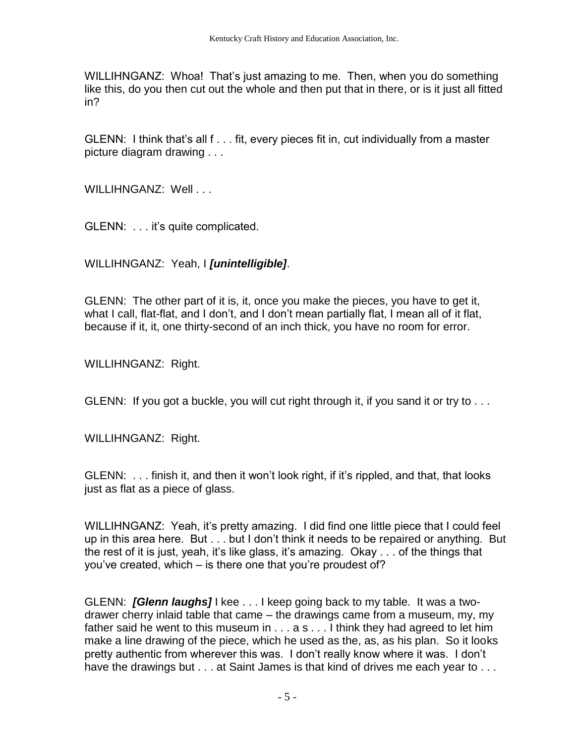WILLIHNGANZ: Whoa! That's just amazing to me. Then, when you do something like this, do you then cut out the whole and then put that in there, or is it just all fitted in?

GLENN: I think that's all f . . . fit, every pieces fit in, cut individually from a master picture diagram drawing . . .

WILLIHNGANZ: Well . . .

GLENN: . . . it's quite complicated.

WILLIHNGANZ: Yeah, I ***[unintelligible]***.

GLENN: The other part of it is, it, once you make the pieces, you have to get it, what I call, flat-flat, and I don't, and I don't mean partially flat, I mean all of it flat, because if it, it, one thirty-second of an inch thick, you have no room for error.

WILLIHNGANZ: Right.

GLENN: If you got a buckle, you will cut right through it, if you sand it or try to . . .

WILLIHNGANZ: Right.

GLENN: . . . finish it, and then it won't look right, if it's rippled, and that, that looks just as flat as a piece of glass.

WILLIHNGANZ: Yeah, it's pretty amazing. I did find one little piece that I could feel up in this area here. But . . . but I don't think it needs to be repaired or anything. But the rest of it is just, yeah, it's like glass, it's amazing. Okay . . . of the things that you've created, which – is there one that you're proudest of?

GLENN: ***[Glenn laughs]*** I kee . . . I keep going back to my table. It was a two-drawer cherry inlaid table that came – the drawings came from a museum, my, my father said he went to this museum in . . . a s . . . I think they had agreed to let him make a line drawing of the piece, which he used as the, as, as his plan. So it looks pretty authentic from wherever this was. I don't really know where it was. I don't have the drawings but . . . at Saint James is that kind of drives me each year to . . .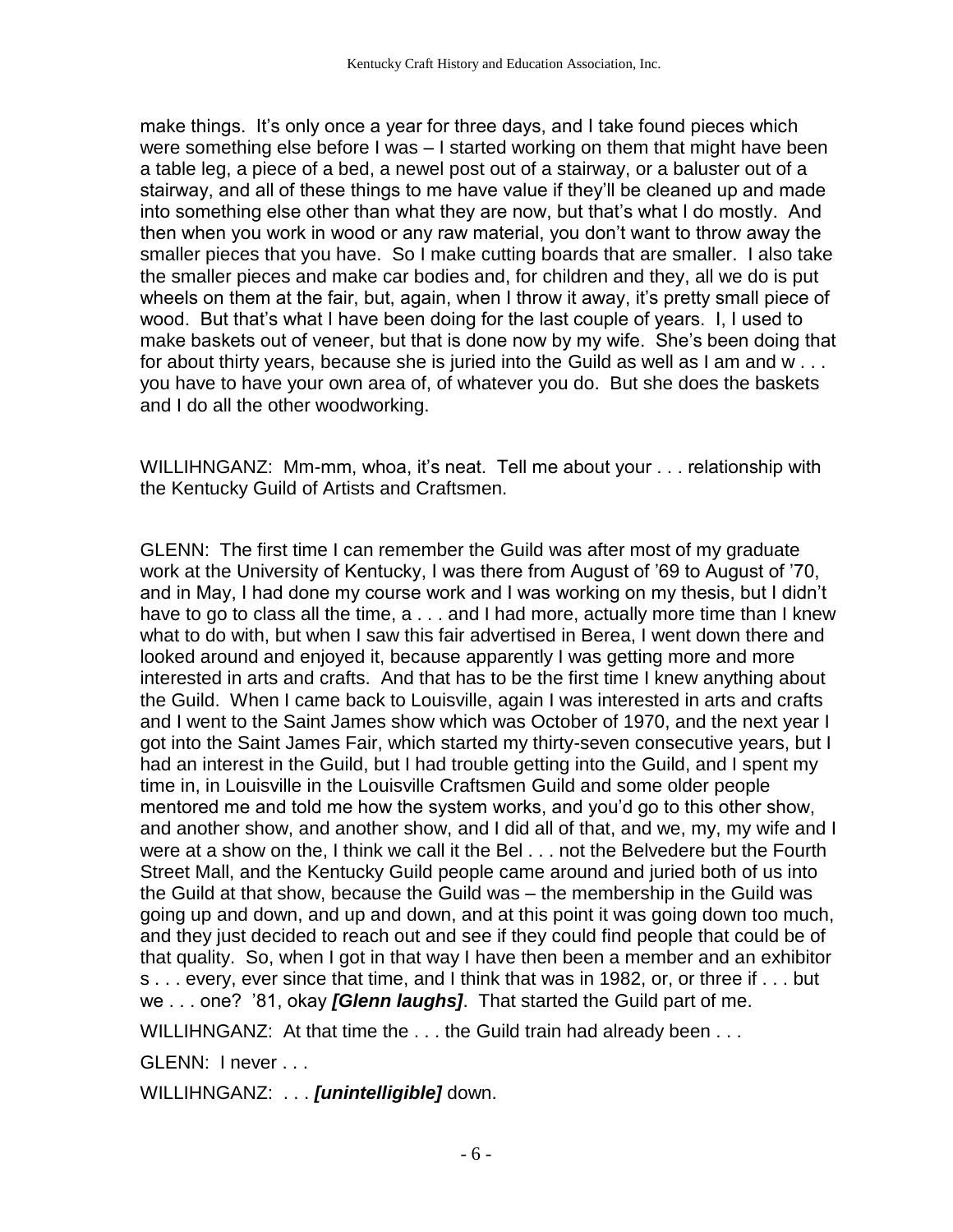make things. It's only once a year for three days, and I take found pieces which were something else before I was – I started working on them that might have been a table leg, a piece of a bed, a newel post out of a stairway, or a baluster out of a stairway, and all of these things to me have value if they'll be cleaned up and made into something else other than what they are now, but that's what I do mostly. And then when you work in wood or any raw material, you don't want to throw away the smaller pieces that you have. So I make cutting boards that are smaller. I also take the smaller pieces and make car bodies and, for children and they, all we do is put wheels on them at the fair, but, again, when I throw it away, it's pretty small piece of wood. But that's what I have been doing for the last couple of years. I, I used to make baskets out of veneer, but that is done now by my wife. She's been doing that for about thirty years, because she is juried into the Guild as well as I am and w . . . you have to have your own area of, of whatever you do. But she does the baskets and I do all the other woodworking.

WILLIHNGANZ: Mm-mm, whoa, it's neat. Tell me about your . . . relationship with the Kentucky Guild of Artists and Craftsmen.

GLENN: The first time I can remember the Guild was after most of my graduate work at the University of Kentucky, I was there from August of '69 to August of '70, and in May, I had done my course work and I was working on my thesis, but I didn't have to go to class all the time, a . . . and I had more, actually more time than I knew what to do with, but when I saw this fair advertised in Berea, I went down there and looked around and enjoyed it, because apparently I was getting more and more interested in arts and crafts. And that has to be the first time I knew anything about the Guild. When I came back to Louisville, again I was interested in arts and crafts and I went to the Saint James show which was October of 1970, and the next year I got into the Saint James Fair, which started my thirty-seven consecutive years, but I had an interest in the Guild, but I had trouble getting into the Guild, and I spent my time in, in Louisville in the Louisville Craftsmen Guild and some older people mentored me and told me how the system works, and you'd go to this other show, and another show, and another show, and I did all of that, and we, my, my wife and I were at a show on the, I think we call it the Bel . . . not the Belvedere but the Fourth Street Mall, and the Kentucky Guild people came around and juried both of us into the Guild at that show, because the Guild was – the membership in the Guild was going up and down, and up and down, and at this point it was going down too much, and they just decided to reach out and see if they could find people that could be of that quality. So, when I got in that way I have then been a member and an exhibitor s . . . every, ever since that time, and I think that was in 1982, or, or three if . . . but we . . . one? '81, okay ***[Glenn laughs]***. That started the Guild part of me.

WILLIHNGANZ: At that time the . . . the Guild train had already been . . .

GLENN: I never . . .

WILLIHNGANZ: . . . ***[unintelligible]*** down.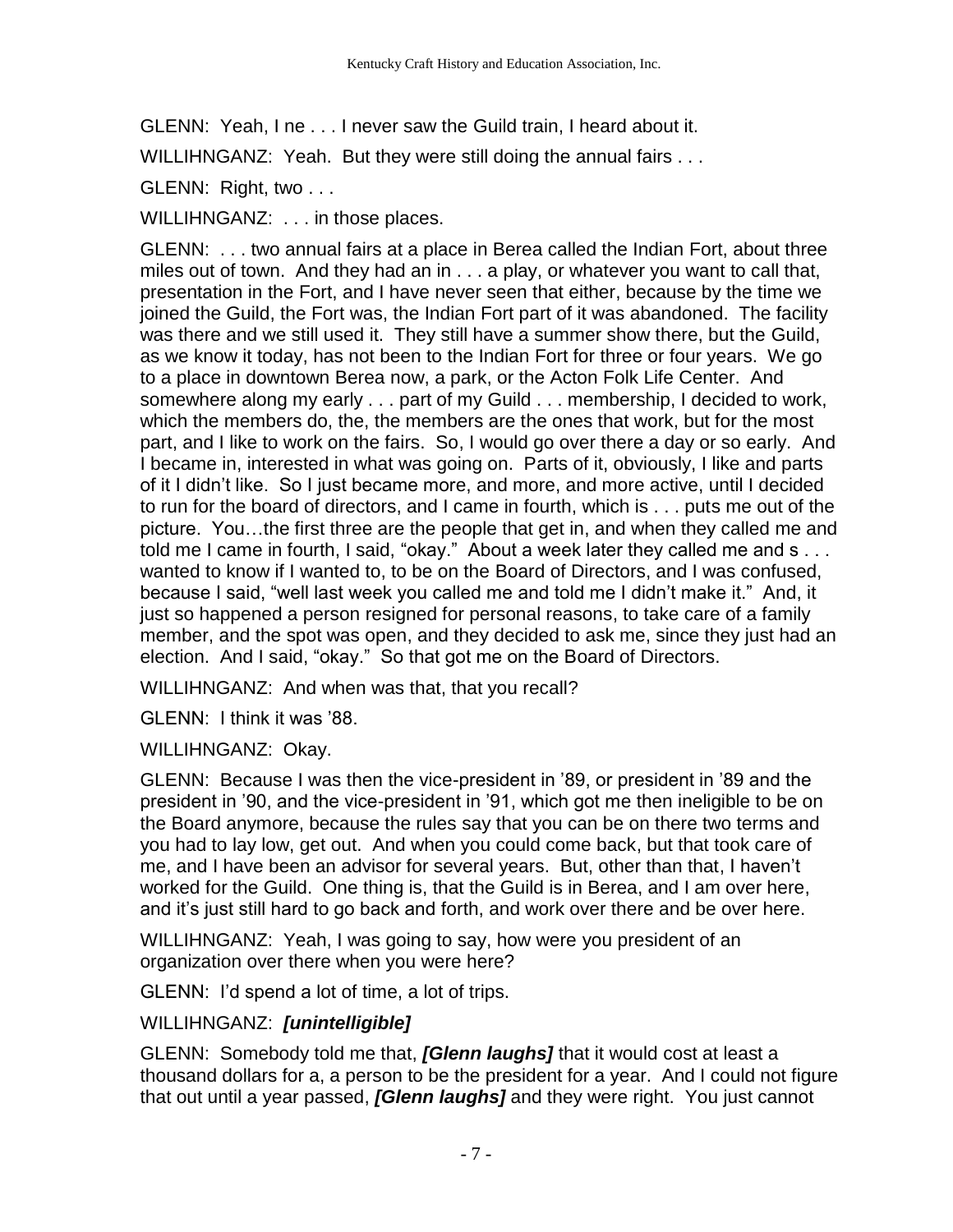GLENN: Yeah, I ne . . . I never saw the Guild train, I heard about it.

WILLIHNGANZ: Yeah. But they were still doing the annual fairs . . .

GLENN: Right, two . . .

WILLIHNGANZ: . . . in those places.

GLENN: . . . two annual fairs at a place in Berea called the Indian Fort, about three miles out of town. And they had an in . . . a play, or whatever you want to call that, presentation in the Fort, and I have never seen that either, because by the time we joined the Guild, the Fort was, the Indian Fort part of it was abandoned. The facility was there and we still used it. They still have a summer show there, but the Guild, as we know it today, has not been to the Indian Fort for three or four years. We go to a place in downtown Berea now, a park, or the Acton Folk Life Center. And somewhere along my early . . . part of my Guild . . . membership, I decided to work, which the members do, the, the members are the ones that work, but for the most part, and I like to work on the fairs. So, I would go over there a day or so early. And I became in, interested in what was going on. Parts of it, obviously, I like and parts of it I didn't like. So I just became more, and more, and more active, until I decided to run for the board of directors, and I came in fourth, which is . . . puts me out of the picture. You…the first three are the people that get in, and when they called me and told me I came in fourth, I said, "okay." About a week later they called me and s . . . wanted to know if I wanted to, to be on the Board of Directors, and I was confused, because I said, "well last week you called me and told me I didn't make it." And, it just so happened a person resigned for personal reasons, to take care of a family member, and the spot was open, and they decided to ask me, since they just had an election. And I said, "okay." So that got me on the Board of Directors.

WILLIHNGANZ: And when was that, that you recall?

GLENN: I think it was '88.

WILLIHNGANZ: Okay.

GLENN: Because I was then the vice-president in '89, or president in '89 and the president in '90, and the vice-president in '91, which got me then ineligible to be on the Board anymore, because the rules say that you can be on there two terms and you had to lay low, get out. And when you could come back, but that took care of me, and I have been an advisor for several years. But, other than that, I haven't worked for the Guild. One thing is, that the Guild is in Berea, and I am over here, and it's just still hard to go back and forth, and work over there and be over here.

WILLIHNGANZ: Yeah, I was going to say, how were you president of an organization over there when you were here?

GLENN: I'd spend a lot of time, a lot of trips.

WILLIHNGANZ: ***[unintelligible]***

GLENN: Somebody told me that, ***[Glenn laughs]*** that it would cost at least a thousand dollars for a, a person to be the president for a year. And I could not figure that out until a year passed, ***[Glenn laughs]*** and they were right. You just cannot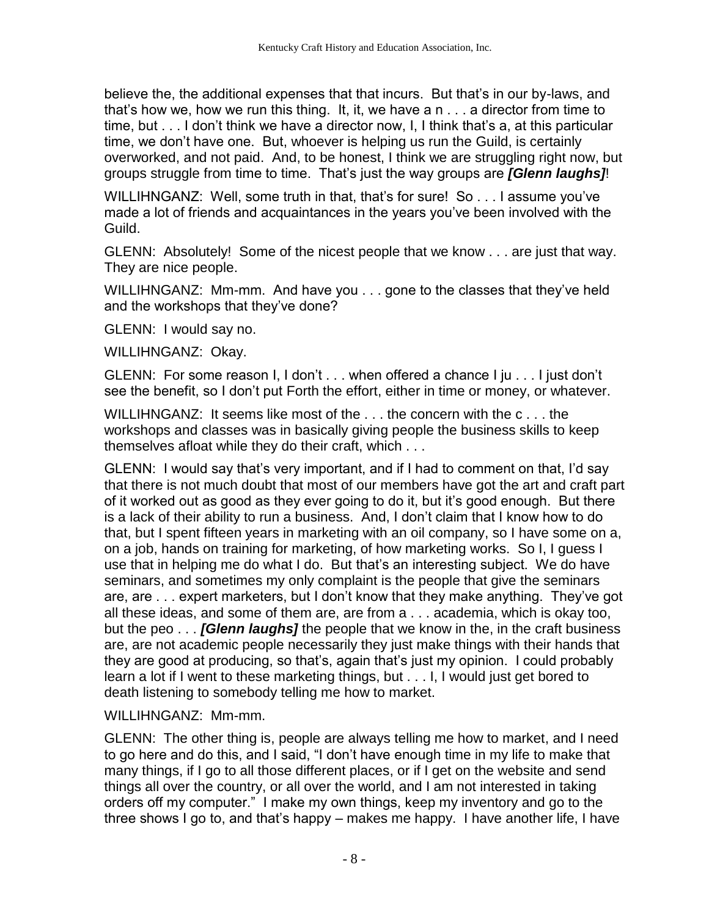believe the, the additional expenses that that incurs. But that's in our by-laws, and that's how we, how we run this thing. It, it, we have a n . . . a director from time to time, but . . . I don't think we have a director now, I, I think that's a, at this particular time, we don't have one. But, whoever is helping us run the Guild, is certainly overworked, and not paid. And, to be honest, I think we are struggling right now, but groups struggle from time to time. That's just the way groups are ***[Glenn laughs]***!

WILLIHNGANZ: Well, some truth in that, that's for sure! So . . . I assume you've made a lot of friends and acquaintances in the years you've been involved with the Guild.

GLENN: Absolutely! Some of the nicest people that we know . . . are just that way. They are nice people.

WILLIHNGANZ: Mm-mm. And have you . . . gone to the classes that they've held and the workshops that they've done?

GLENN: I would say no.

WILLIHNGANZ: Okay.

GLENN: For some reason I, I don't . . . when offered a chance I ju . . . I just don't see the benefit, so I don't put Forth the effort, either in time or money, or whatever.

WILLIHNGANZ: It seems like most of the . . . the concern with the c . . . the workshops and classes was in basically giving people the business skills to keep themselves afloat while they do their craft, which . . .

GLENN: I would say that's very important, and if I had to comment on that, I'd say that there is not much doubt that most of our members have got the art and craft part of it worked out as good as they ever going to do it, but it's good enough. But there is a lack of their ability to run a business. And, I don't claim that I know how to do that, but I spent fifteen years in marketing with an oil company, so I have some on a, on a job, hands on training for marketing, of how marketing works. So I, I guess I use that in helping me do what I do. But that's an interesting subject. We do have seminars, and sometimes my only complaint is the people that give the seminars are, are . . . expert marketers, but I don't know that they make anything. They've got all these ideas, and some of them are, are from a . . . academia, which is okay too, but the peo . . . ***[Glenn laughs]*** the people that we know in the, in the craft business are, are not academic people necessarily they just make things with their hands that they are good at producing, so that's, again that's just my opinion. I could probably learn a lot if I went to these marketing things, but . . . I, I would just get bored to death listening to somebody telling me how to market.

WILLIHNGANZ: Mm-mm.

GLENN: The other thing is, people are always telling me how to market, and I need to go here and do this, and I said, "I don't have enough time in my life to make that many things, if I go to all those different places, or if I get on the website and send things all over the country, or all over the world, and I am not interested in taking orders off my computer." I make my own things, keep my inventory and go to the three shows I go to, and that's happy – makes me happy. I have another life, I have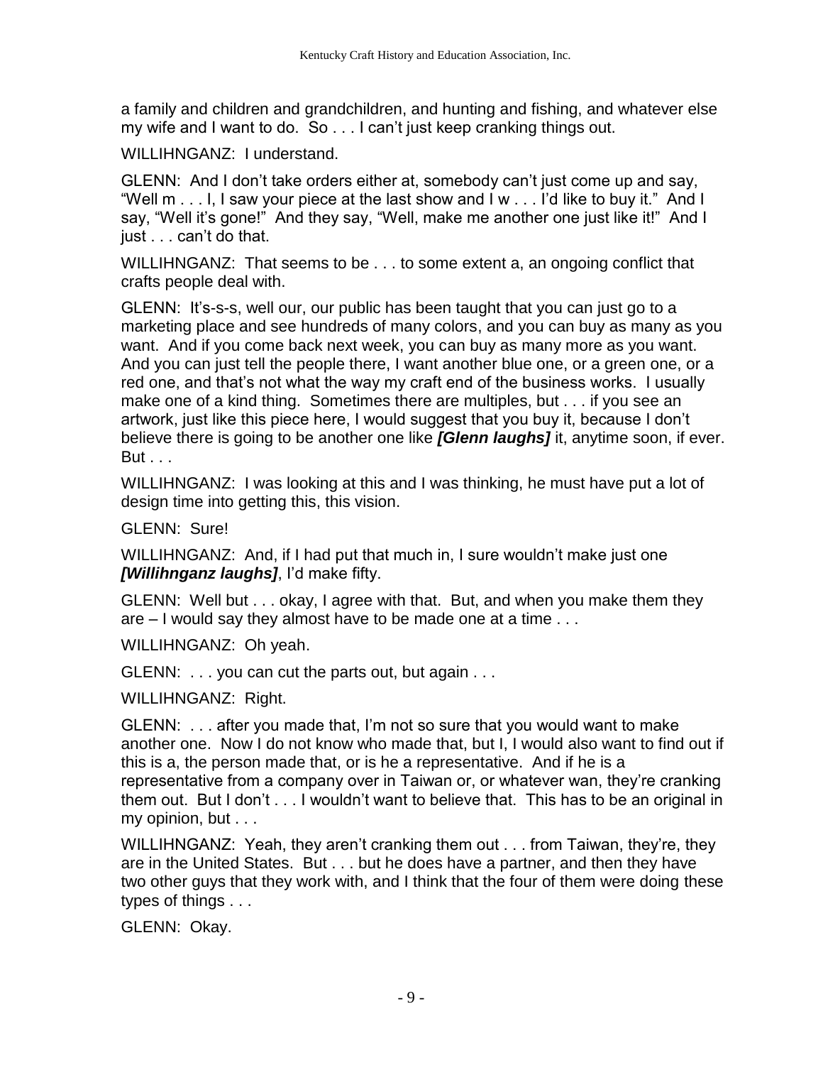a family and children and grandchildren, and hunting and fishing, and whatever else my wife and I want to do. So . . . I can't just keep cranking things out.

WILLIHNGANZ: I understand.

GLENN: And I don't take orders either at, somebody can't just come up and say, "Well m . . . I, I saw your piece at the last show and I w . . . I'd like to buy it." And I say, "Well it's gone!" And they say, "Well, make me another one just like it!" And I just . . . can't do that.

WILLIHNGANZ: That seems to be . . . to some extent a, an ongoing conflict that crafts people deal with.

GLENN: It's-s-s, well our, our public has been taught that you can just go to a marketing place and see hundreds of many colors, and you can buy as many as you want. And if you come back next week, you can buy as many more as you want. And you can just tell the people there, I want another blue one, or a green one, or a red one, and that's not what the way my craft end of the business works. I usually make one of a kind thing. Sometimes there are multiples, but . . . if you see an artwork, just like this piece here, I would suggest that you buy it, because I don't believe there is going to be another one like ***[Glenn laughs]*** it, anytime soon, if ever. But . . .

WILLIHNGANZ: I was looking at this and I was thinking, he must have put a lot of design time into getting this, this vision.

GLENN: Sure!

WILLIHNGANZ: And, if I had put that much in, I sure wouldn't make just one ***[Willihnganz laughs]***, I'd make fifty.

GLENN: Well but . . . okay, I agree with that. But, and when you make them they are – I would say they almost have to be made one at a time . . .

WILLIHNGANZ: Oh yeah.

GLENN: . . . you can cut the parts out, but again . . .

WILLIHNGANZ: Right.

GLENN: . . . after you made that, I'm not so sure that you would want to make another one. Now I do not know who made that, but I, I would also want to find out if this is a, the person made that, or is he a representative. And if he is a representative from a company over in Taiwan or, or whatever wan, they're cranking them out. But I don't . . . I wouldn't want to believe that. This has to be an original in my opinion, but . . .

WILLIHNGANZ: Yeah, they aren't cranking them out . . . from Taiwan, they're, they are in the United States. But . . . but he does have a partner, and then they have two other guys that they work with, and I think that the four of them were doing these types of things . . .

GLENN: Okay.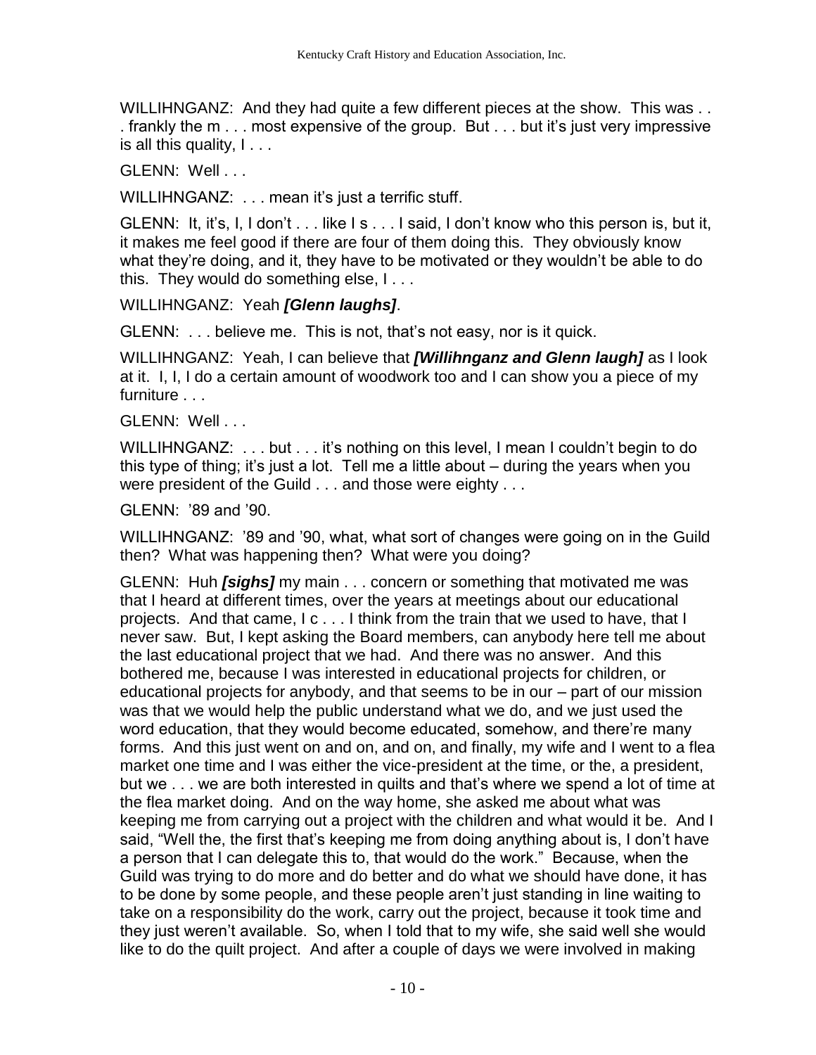WILLIHNGANZ: And they had quite a few different pieces at the show. This was . . . frankly the m . . . most expensive of the group. But . . . but it's just very impressive is all this quality, I . . .

GLENN: Well . . .

WILLIHNGANZ: . . . mean it's just a terrific stuff.

GLENN: It, it's, I, I don't . . . like I s . . . I said, I don't know who this person is, but it, it makes me feel good if there are four of them doing this. They obviously know what they're doing, and it, they have to be motivated or they wouldn't be able to do this. They would do something else, I . . .

WILLIHNGANZ: Yeah ***[Glenn laughs]***.

GLENN: . . . believe me. This is not, that's not easy, nor is it quick.

WILLIHNGANZ: Yeah, I can believe that ***[Willihnganz and Glenn laugh]*** as I look at it. I, I, I do a certain amount of woodwork too and I can show you a piece of my furniture . . .

GLENN: Well . . .

WILLIHNGANZ: . . . but . . . it's nothing on this level, I mean I couldn't begin to do this type of thing; it's just a lot. Tell me a little about – during the years when you were president of the Guild . . . and those were eighty . . .

GLENN: '89 and '90.

WILLIHNGANZ: '89 and '90, what, what sort of changes were going on in the Guild then? What was happening then? What were you doing?

GLENN: Huh ***[sighs]*** my main . . . concern or something that motivated me was that I heard at different times, over the years at meetings about our educational projects. And that came, I c . . . I think from the train that we used to have, that I never saw. But, I kept asking the Board members, can anybody here tell me about the last educational project that we had. And there was no answer. And this bothered me, because I was interested in educational projects for children, or educational projects for anybody, and that seems to be in our – part of our mission was that we would help the public understand what we do, and we just used the word education, that they would become educated, somehow, and there're many forms. And this just went on and on, and on, and finally, my wife and I went to a flea market one time and I was either the vice-president at the time, or the, a president, but we . . . we are both interested in quilts and that's where we spend a lot of time at the flea market doing. And on the way home, she asked me about what was keeping me from carrying out a project with the children and what would it be. And I said, "Well the, the first that's keeping me from doing anything about is, I don't have a person that I can delegate this to, that would do the work." Because, when the Guild was trying to do more and do better and do what we should have done, it has to be done by some people, and these people aren't just standing in line waiting to take on a responsibility do the work, carry out the project, because it took time and they just weren't available. So, when I told that to my wife, she said well she would like to do the quilt project. And after a couple of days we were involved in making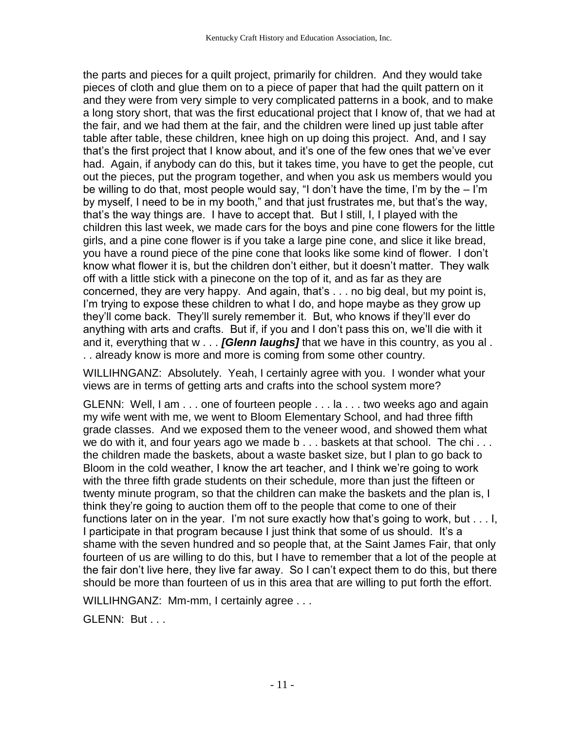the parts and pieces for a quilt project, primarily for children. And they would take pieces of cloth and glue them on to a piece of paper that had the quilt pattern on it and they were from very simple to very complicated patterns in a book, and to make a long story short, that was the first educational project that I know of, that we had at the fair, and we had them at the fair, and the children were lined up just table after table after table, these children, knee high on up doing this project. And, and I say that's the first project that I know about, and it's one of the few ones that we've ever had. Again, if anybody can do this, but it takes time, you have to get the people, cut out the pieces, put the program together, and when you ask us members would you be willing to do that, most people would say, "I don't have the time, I'm by the – I'm by myself, I need to be in my booth," and that just frustrates me, but that's the way, that's the way things are. I have to accept that. But I still, I, I played with the children this last week, we made cars for the boys and pine cone flowers for the little girls, and a pine cone flower is if you take a large pine cone, and slice it like bread, you have a round piece of the pine cone that looks like some kind of flower. I don't know what flower it is, but the children don't either, but it doesn't matter. They walk off with a little stick with a pinecone on the top of it, and as far as they are concerned, they are very happy. And again, that's . . . no big deal, but my point is, I'm trying to expose these children to what I do, and hope maybe as they grow up they'll come back. They'll surely remember it. But, who knows if they'll ever do anything with arts and crafts. But if, if you and I don't pass this on, we'll die with it and it, everything that w . . . ***[Glenn laughs]*** that we have in this country, as you al . . . already know is more and more is coming from some other country.

WILLIHNGANZ: Absolutely. Yeah, I certainly agree with you. I wonder what your views are in terms of getting arts and crafts into the school system more?

GLENN: Well, I am . . . one of fourteen people . . . la . . . two weeks ago and again my wife went with me, we went to Bloom Elementary School, and had three fifth grade classes. And we exposed them to the veneer wood, and showed them what we do with it, and four years ago we made b . . . baskets at that school. The chi . . . the children made the baskets, about a waste basket size, but I plan to go back to Bloom in the cold weather, I know the art teacher, and I think we're going to work with the three fifth grade students on their schedule, more than just the fifteen or twenty minute program, so that the children can make the baskets and the plan is, I think they're going to auction them off to the people that come to one of their functions later on in the year. I'm not sure exactly how that's going to work, but . . . I, I participate in that program because I just think that some of us should. It's a shame with the seven hundred and so people that, at the Saint James Fair, that only fourteen of us are willing to do this, but I have to remember that a lot of the people at the fair don't live here, they live far away. So I can't expect them to do this, but there should be more than fourteen of us in this area that are willing to put forth the effort.

WILLIHNGANZ: Mm-mm, I certainly agree . . .

GLENN: But . . .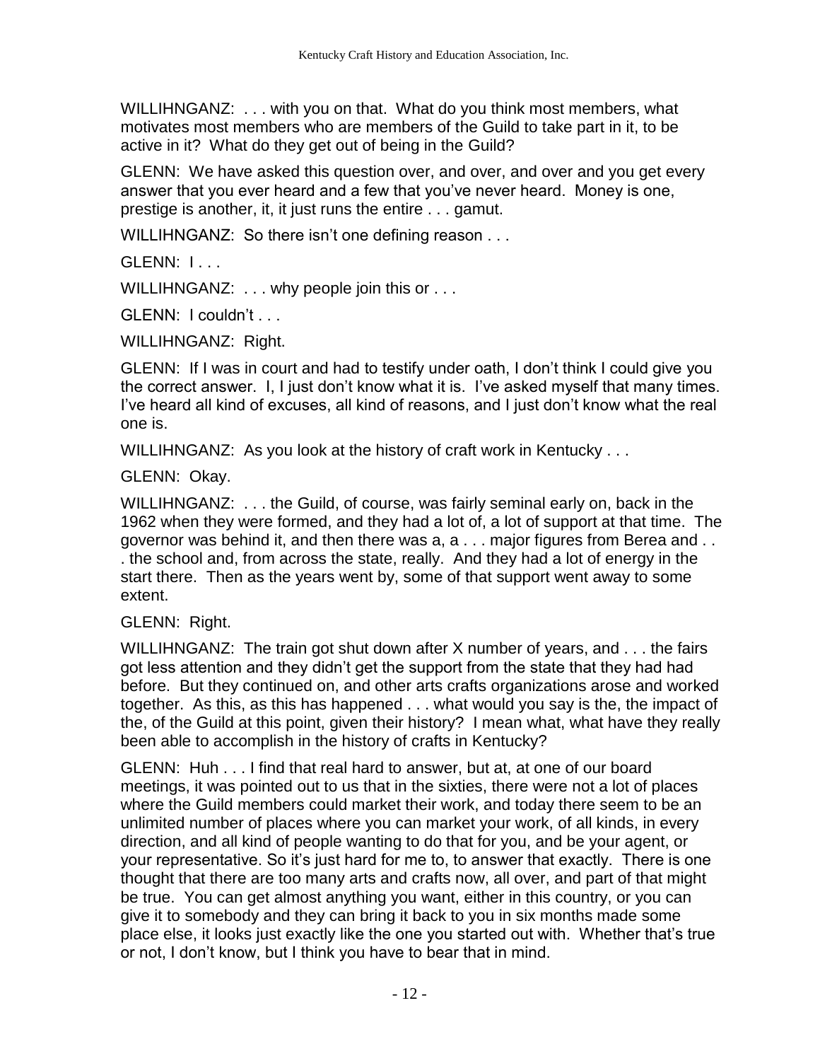WILLIHNGANZ: . . . with you on that. What do you think most members, what motivates most members who are members of the Guild to take part in it, to be active in it? What do they get out of being in the Guild?

GLENN: We have asked this question over, and over, and over and you get every answer that you ever heard and a few that you've never heard. Money is one, prestige is another, it, it just runs the entire . . . gamut.

WILLIHNGANZ: So there isn't one defining reason . . .

GLENN: I . . .

WILLIHNGANZ: . . . why people join this or . . .

GLENN: I couldn't . . .

WILLIHNGANZ: Right.

GLENN: If I was in court and had to testify under oath, I don't think I could give you the correct answer. I, I just don't know what it is. I've asked myself that many times. I've heard all kind of excuses, all kind of reasons, and I just don't know what the real one is.

WILLIHNGANZ: As you look at the history of craft work in Kentucky . . .

GLENN: Okay.

WILLIHNGANZ: . . . the Guild, of course, was fairly seminal early on, back in the 1962 when they were formed, and they had a lot of, a lot of support at that time. The governor was behind it, and then there was a, a . . . major figures from Berea and . . . the school and, from across the state, really. And they had a lot of energy in the start there. Then as the years went by, some of that support went away to some extent.

GLENN: Right.

WILLIHNGANZ: The train got shut down after X number of years, and . . . the fairs got less attention and they didn't get the support from the state that they had had before. But they continued on, and other arts crafts organizations arose and worked together. As this, as this has happened . . . what would you say is the, the impact of the, of the Guild at this point, given their history? I mean what, what have they really been able to accomplish in the history of crafts in Kentucky?

GLENN: Huh . . . I find that real hard to answer, but at, at one of our board meetings, it was pointed out to us that in the sixties, there were not a lot of places where the Guild members could market their work, and today there seem to be an unlimited number of places where you can market your work, of all kinds, in every direction, and all kind of people wanting to do that for you, and be your agent, or your representative. So it's just hard for me to, to answer that exactly. There is one thought that there are too many arts and crafts now, all over, and part of that might be true. You can get almost anything you want, either in this country, or you can give it to somebody and they can bring it back to you in six months made some place else, it looks just exactly like the one you started out with. Whether that's true or not, I don't know, but I think you have to bear that in mind.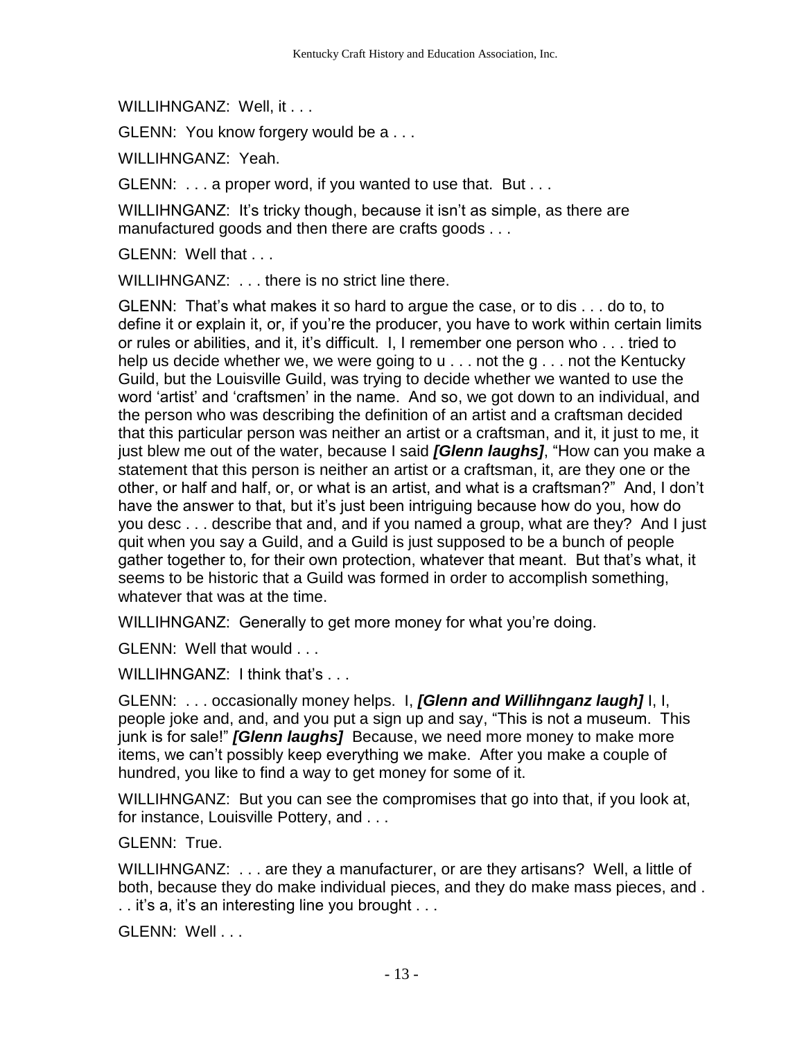WILLIHNGANZ: Well, it . . .

GLENN: You know forgery would be a . . .

WILLIHNGANZ: Yeah.

GLENN: . . . a proper word, if you wanted to use that. But . . .

WILLIHNGANZ: It's tricky though, because it isn't as simple, as there are manufactured goods and then there are crafts goods . . .

GLENN: Well that . . .

WILLIHNGANZ: . . . there is no strict line there.

GLENN: That's what makes it so hard to argue the case, or to dis . . . do to, to define it or explain it, or, if you're the producer, you have to work within certain limits or rules or abilities, and it, it's difficult. I, I remember one person who . . . tried to help us decide whether we, we were going to u . . . not the g . . . not the Kentucky Guild, but the Louisville Guild, was trying to decide whether we wanted to use the word 'artist' and 'craftsmen' in the name. And so, we got down to an individual, and the person who was describing the definition of an artist and a craftsman decided that this particular person was neither an artist or a craftsman, and it, it just to me, it just blew me out of the water, because I said ***[Glenn laughs]***, "How can you make a statement that this person is neither an artist or a craftsman, it, are they one or the other, or half and half, or, or what is an artist, and what is a craftsman?" And, I don't have the answer to that, but it's just been intriguing because how do you, how do you desc . . . describe that and, and if you named a group, what are they? And I just quit when you say a Guild, and a Guild is just supposed to be a bunch of people gather together to, for their own protection, whatever that meant. But that's what, it seems to be historic that a Guild was formed in order to accomplish something, whatever that was at the time.

WILLIHNGANZ: Generally to get more money for what you're doing.

GLENN: Well that would . . .

WILLIHNGANZ: I think that's . . .

GLENN: . . . occasionally money helps. I, ***[Glenn and Willihnganz laugh]*** I, I, people joke and, and, and you put a sign up and say, "This is not a museum. This junk is for sale!" ***[Glenn laughs]*** Because, we need more money to make more items, we can't possibly keep everything we make. After you make a couple of hundred, you like to find a way to get money for some of it.

WILLIHNGANZ: But you can see the compromises that go into that, if you look at, for instance, Louisville Pottery, and . . .

GLENN: True.

WILLIHNGANZ: . . . are they a manufacturer, or are they artisans? Well, a little of both, because they do make individual pieces, and they do make mass pieces, and . . . it's a, it's an interesting line you brought . . .

GLENN: Well . . .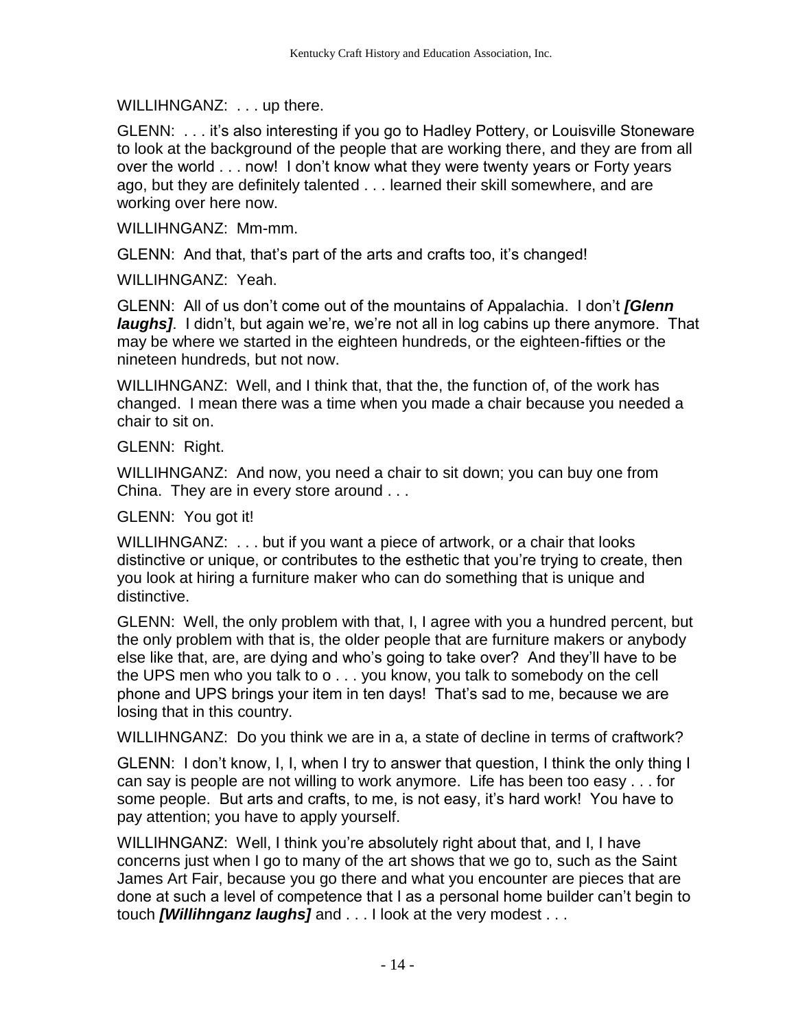WILLIHNGANZ: . . . up there.

GLENN: . . . it's also interesting if you go to Hadley Pottery, or Louisville Stoneware to look at the background of the people that are working there, and they are from all over the world . . . now! I don't know what they were twenty years or Forty years ago, but they are definitely talented . . . learned their skill somewhere, and are working over here now.

WILLIHNGANZ: Mm-mm.

GLENN: And that, that's part of the arts and crafts too, it's changed!

WILLIHNGANZ: Yeah.

GLENN: All of us don't come out of the mountains of Appalachia. I don't ***[Glenn laughs]***. I didn't, but again we're, we're not all in log cabins up there anymore. That may be where we started in the eighteen hundreds, or the eighteen-fifties or the nineteen hundreds, but not now.

WILLIHNGANZ: Well, and I think that, that the, the function of, of the work has changed. I mean there was a time when you made a chair because you needed a chair to sit on.

GLENN: Right.

WILLIHNGANZ: And now, you need a chair to sit down; you can buy one from China. They are in every store around . . .

GLENN: You got it!

WILLIHNGANZ: . . . but if you want a piece of artwork, or a chair that looks distinctive or unique, or contributes to the esthetic that you're trying to create, then you look at hiring a furniture maker who can do something that is unique and distinctive.

GLENN: Well, the only problem with that, I, I agree with you a hundred percent, but the only problem with that is, the older people that are furniture makers or anybody else like that, are, are dying and who's going to take over? And they'll have to be the UPS men who you talk to o . . . you know, you talk to somebody on the cell phone and UPS brings your item in ten days! That's sad to me, because we are losing that in this country.

WILLIHNGANZ: Do you think we are in a, a state of decline in terms of craftwork?

GLENN: I don't know, I, I, when I try to answer that question, I think the only thing I can say is people are not willing to work anymore. Life has been too easy . . . for some people. But arts and crafts, to me, is not easy, it's hard work! You have to pay attention; you have to apply yourself.

WILLIHNGANZ: Well, I think you're absolutely right about that, and I, I have concerns just when I go to many of the art shows that we go to, such as the Saint James Art Fair, because you go there and what you encounter are pieces that are done at such a level of competence that I as a personal home builder can't begin to touch ***[Willihnganz laughs]*** and . . . I look at the very modest . . .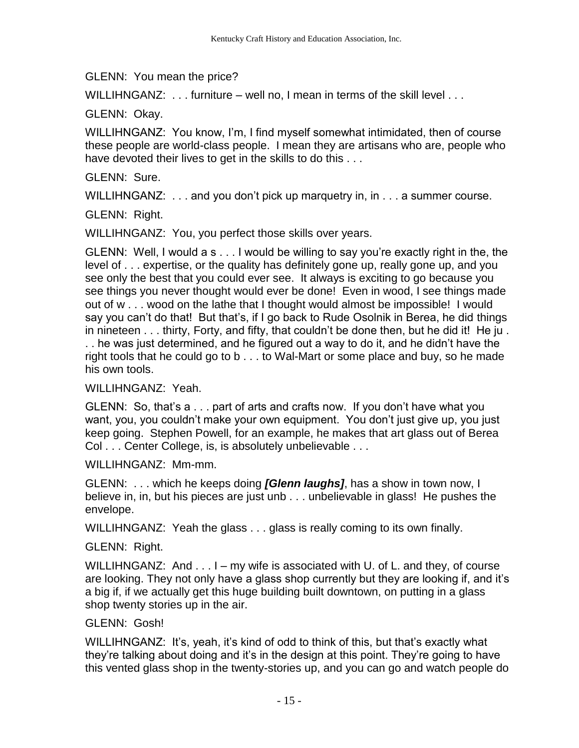GLENN: You mean the price?

WILLIHNGANZ: . . . furniture – well no, I mean in terms of the skill level . . .

GLENN: Okay.

WILLIHNGANZ: You know, I'm, I find myself somewhat intimidated, then of course these people are world-class people. I mean they are artisans who are, people who have devoted their lives to get in the skills to do this . . .

GLENN: Sure.

WILLIHNGANZ: . . . and you don't pick up marquetry in, in . . . a summer course.

GLENN: Right.

WILLIHNGANZ: You, you perfect those skills over years.

GLENN: Well, I would a s . . . I would be willing to say you're exactly right in the, the level of . . . expertise, or the quality has definitely gone up, really gone up, and you see only the best that you could ever see. It always is exciting to go because you see things you never thought would ever be done! Even in wood, I see things made out of w . . . wood on the lathe that I thought would almost be impossible! I would say you can't do that! But that's, if I go back to Rude Osolnik in Berea, he did things in nineteen . . . thirty, Forty, and fifty, that couldn't be done then, but he did it! He ju . . . he was just determined, and he figured out a way to do it, and he didn't have the right tools that he could go to b . . . to Wal-Mart or some place and buy, so he made his own tools.

WILLIHNGANZ: Yeah.

GLENN: So, that's a . . . part of arts and crafts now. If you don't have what you want, you, you couldn't make your own equipment. You don't just give up, you just keep going. Stephen Powell, for an example, he makes that art glass out of Berea Col . . . Center College, is, is absolutely unbelievable . . .

WILLIHNGANZ: Mm-mm.

GLENN: . . . which he keeps doing ***[Glenn laughs]***, has a show in town now, I believe in, in, but his pieces are just unb . . . unbelievable in glass! He pushes the envelope.

WILLIHNGANZ: Yeah the glass . . . glass is really coming to its own finally.

GLENN: Right.

WILLIHNGANZ: And . . . I – my wife is associated with U. of L. and they, of course are looking. They not only have a glass shop currently but they are looking if, and it's a big if, if we actually get this huge building built downtown, on putting in a glass shop twenty stories up in the air.

GLENN: Gosh!

WILLIHNGANZ: It's, yeah, it's kind of odd to think of this, but that's exactly what they're talking about doing and it's in the design at this point. They're going to have this vented glass shop in the twenty-stories up, and you can go and watch people do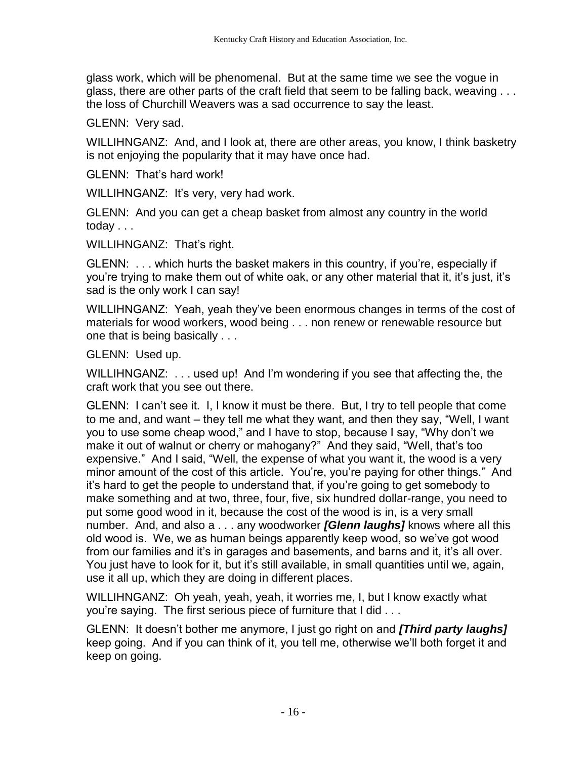glass work, which will be phenomenal. But at the same time we see the vogue in glass, there are other parts of the craft field that seem to be falling back, weaving . . . the loss of Churchill Weavers was a sad occurrence to say the least.

GLENN: Very sad.

WILLIHNGANZ: And, and I look at, there are other areas, you know, I think basketry is not enjoying the popularity that it may have once had.

GLENN: That's hard work!

WILLIHNGANZ: It's very, very had work.

GLENN: And you can get a cheap basket from almost any country in the world today . . .

WILLIHNGANZ: That's right.

GLENN: . . . which hurts the basket makers in this country, if you're, especially if you're trying to make them out of white oak, or any other material that it, it's just, it's sad is the only work I can say!

WILLIHNGANZ: Yeah, yeah they've been enormous changes in terms of the cost of materials for wood workers, wood being . . . non renew or renewable resource but one that is being basically . . .

GLENN: Used up.

WILLIHNGANZ: . . . used up! And I'm wondering if you see that affecting the, the craft work that you see out there.

GLENN: I can't see it. I, I know it must be there. But, I try to tell people that come to me and, and want – they tell me what they want, and then they say, "Well, I want you to use some cheap wood," and I have to stop, because I say, "Why don't we make it out of walnut or cherry or mahogany?" And they said, "Well, that's too expensive." And I said, "Well, the expense of what you want it, the wood is a very minor amount of the cost of this article. You're, you're paying for other things." And it's hard to get the people to understand that, if you're going to get somebody to make something and at two, three, four, five, six hundred dollar-range, you need to put some good wood in it, because the cost of the wood is in, is a very small number. And, and also a . . . any woodworker ***[Glenn laughs]*** knows where all this old wood is. We, we as human beings apparently keep wood, so we've got wood from our families and it's in garages and basements, and barns and it, it's all over. You just have to look for it, but it's still available, in small quantities until we, again, use it all up, which they are doing in different places.

WILLIHNGANZ: Oh yeah, yeah, yeah, it worries me, I, but I know exactly what you're saying. The first serious piece of furniture that I did . . .

GLENN: It doesn't bother me anymore, I just go right on and ***[Third party laughs]*** keep going. And if you can think of it, you tell me, otherwise we'll both forget it and keep on going.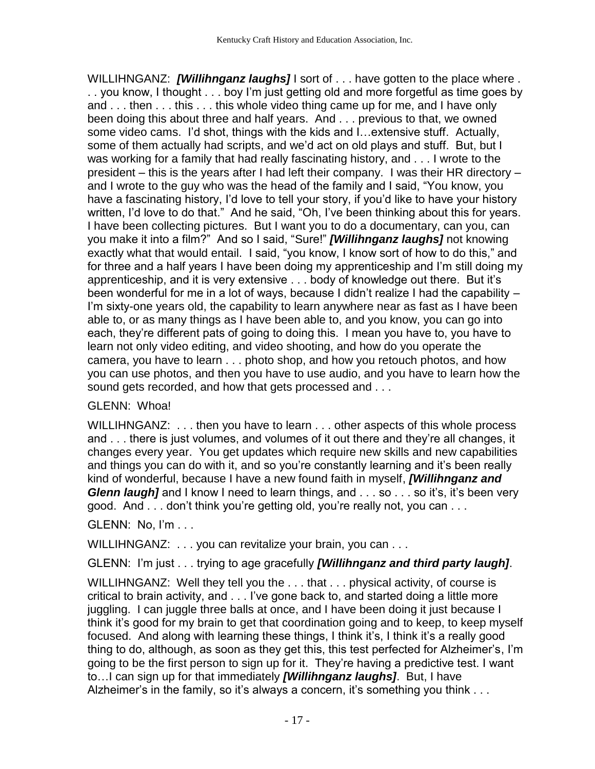WILLIHNGANZ: ***[Willihnganz laughs]*** I sort of . . . have gotten to the place where . . . you know, I thought . . . boy I'm just getting old and more forgetful as time goes by and . . . then . . . this . . . this whole video thing came up for me, and I have only been doing this about three and half years. And . . . previous to that, we owned some video cams. I'd shot, things with the kids and I…extensive stuff. Actually, some of them actually had scripts, and we'd act on old plays and stuff. But, but I was working for a family that had really fascinating history, and . . . I wrote to the president – this is the years after I had left their company. I was their HR directory – and I wrote to the guy who was the head of the family and I said, "You know, you have a fascinating history, I'd love to tell your story, if you'd like to have your history written, I'd love to do that." And he said, "Oh, I've been thinking about this for years. I have been collecting pictures. But I want you to do a documentary, can you, can you make it into a film?" And so I said, "Sure!" ***[Willihnganz laughs]*** not knowing exactly what that would entail. I said, "you know, I know sort of how to do this," and for three and a half years I have been doing my apprenticeship and I'm still doing my apprenticeship, and it is very extensive . . . body of knowledge out there. But it's been wonderful for me in a lot of ways, because I didn't realize I had the capability – I'm sixty-one years old, the capability to learn anywhere near as fast as I have been able to, or as many things as I have been able to, and you know, you can go into each, they're different pats of going to doing this. I mean you have to, you have to learn not only video editing, and video shooting, and how do you operate the camera, you have to learn . . . photo shop, and how you retouch photos, and how you can use photos, and then you have to use audio, and you have to learn how the sound gets recorded, and how that gets processed and . . .

GLENN: Whoa!

WILLIHNGANZ: . . . then you have to learn . . . other aspects of this whole process and . . . there is just volumes, and volumes of it out there and they're all changes, it changes every year. You get updates which require new skills and new capabilities and things you can do with it, and so you're constantly learning and it's been really kind of wonderful, because I have a new found faith in myself, ***[Willihnganz and Glenn laugh]*** and I know I need to learn things, and . . . so . . . so it's, it's been very good. And . . . don't think you're getting old, you're really not, you can . . .

GLENN: No, I'm . . .

WILLIHNGANZ: . . . you can revitalize your brain, you can . . .

GLENN: I'm just . . . trying to age gracefully ***[Willihnganz and third party laugh]***.

WILLIHNGANZ: Well they tell you the . . . that . . . physical activity, of course is critical to brain activity, and . . . I've gone back to, and started doing a little more juggling. I can juggle three balls at once, and I have been doing it just because I think it's good for my brain to get that coordination going and to keep, to keep myself focused. And along with learning these things, I think it's, I think it's a really good thing to do, although, as soon as they get this, this test perfected for Alzheimer's, I'm going to be the first person to sign up for it. They're having a predictive test. I want to…I can sign up for that immediately ***[Willihnganz laughs]***. But, I have Alzheimer's in the family, so it's always a concern, it's something you think . . .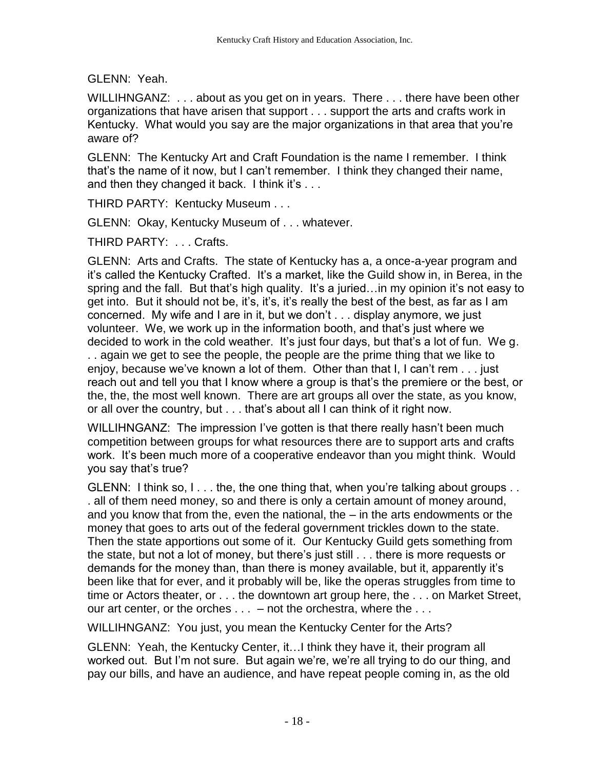GLENN: Yeah.

WILLIHNGANZ: . . . about as you get on in years. There . . . there have been other organizations that have arisen that support . . . support the arts and crafts work in Kentucky. What would you say are the major organizations in that area that you're aware of?

GLENN: The Kentucky Art and Craft Foundation is the name I remember. I think that's the name of it now, but I can't remember. I think they changed their name, and then they changed it back. I think it's . . .

THIRD PARTY: Kentucky Museum . . .

GLENN: Okay, Kentucky Museum of . . . whatever.

THIRD PARTY: . . . Crafts.

GLENN: Arts and Crafts. The state of Kentucky has a, a once-a-year program and it's called the Kentucky Crafted. It's a market, like the Guild show in, in Berea, in the spring and the fall. But that's high quality. It's a juried…in my opinion it's not easy to get into. But it should not be, it's, it's, it's really the best of the best, as far as I am concerned. My wife and I are in it, but we don't . . . display anymore, we just volunteer. We, we work up in the information booth, and that's just where we decided to work in the cold weather. It's just four days, but that's a lot of fun. We g. . . again we get to see the people, the people are the prime thing that we like to enjoy, because we've known a lot of them. Other than that I, I can't rem . . . just reach out and tell you that I know where a group is that's the premiere or the best, or the, the, the most well known. There are art groups all over the state, as you know, or all over the country, but . . . that's about all I can think of it right now.

WILLIHNGANZ: The impression I've gotten is that there really hasn't been much competition between groups for what resources there are to support arts and crafts work. It's been much more of a cooperative endeavor than you might think. Would you say that's true?

GLENN: I think so, I . . . the, the one thing that, when you're talking about groups . . . all of them need money, so and there is only a certain amount of money around, and you know that from the, even the national, the – in the arts endowments or the money that goes to arts out of the federal government trickles down to the state. Then the state apportions out some of it. Our Kentucky Guild gets something from the state, but not a lot of money, but there's just still . . . there is more requests or demands for the money than, than there is money available, but it, apparently it's been like that for ever, and it probably will be, like the operas struggles from time to time or Actors theater, or . . . the downtown art group here, the . . . on Market Street, our art center, or the orches . . . – not the orchestra, where the . . .

WILLIHNGANZ: You just, you mean the Kentucky Center for the Arts?

GLENN: Yeah, the Kentucky Center, it…I think they have it, their program all worked out. But I'm not sure. But again we're, we're all trying to do our thing, and pay our bills, and have an audience, and have repeat people coming in, as the old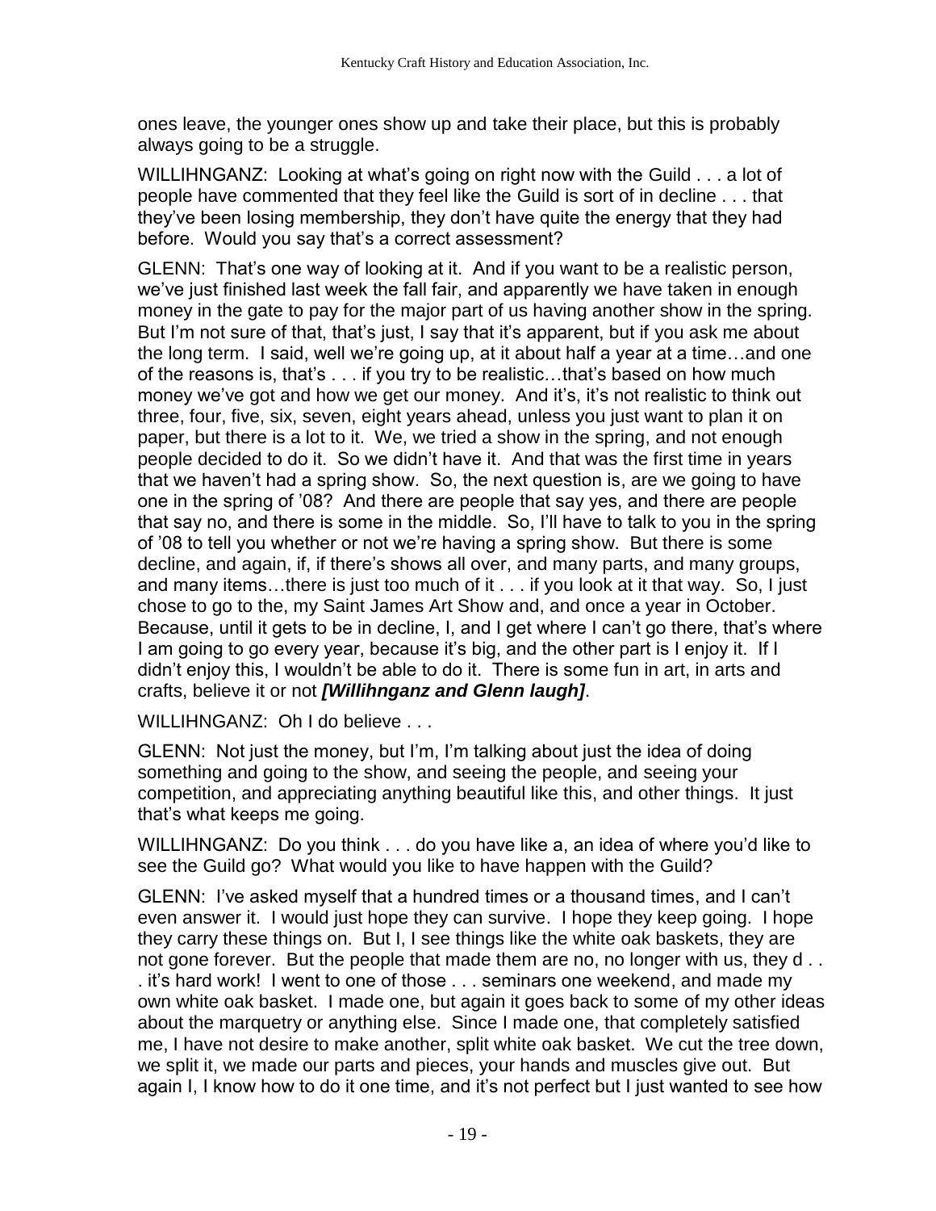ones leave, the younger ones show up and take their place, but this is probably always going to be a struggle.

WILLIHNGANZ: Looking at what's going on right now with the Guild . . . a lot of people have commented that they feel like the Guild is sort of in decline . . . that they've been losing membership, they don't have quite the energy that they had before. Would you say that's a correct assessment?

GLENN: That's one way of looking at it. And if you want to be a realistic person, we've just finished last week the fall fair, and apparently we have taken in enough money in the gate to pay for the major part of us having another show in the spring. But I'm not sure of that, that's just, I say that it's apparent, but if you ask me about the long term. I said, well we're going up, at it about half a year at a time…and one of the reasons is, that's . . . if you try to be realistic…that's based on how much money we've got and how we get our money. And it's, it's not realistic to think out three, four, five, six, seven, eight years ahead, unless you just want to plan it on paper, but there is a lot to it. We, we tried a show in the spring, and not enough people decided to do it. So we didn't have it. And that was the first time in years that we haven't had a spring show. So, the next question is, are we going to have one in the spring of '08? And there are people that say yes, and there are people that say no, and there is some in the middle. So, I'll have to talk to you in the spring of '08 to tell you whether or not we're having a spring show. But there is some decline, and again, if, if there's shows all over, and many parts, and many groups, and many items…there is just too much of it . . . if you look at it that way. So, I just chose to go to the, my Saint James Art Show and, and once a year in October. Because, until it gets to be in decline, I, and I get where I can't go there, that's where I am going to go every year, because it's big, and the other part is I enjoy it. If I didn't enjoy this, I wouldn't be able to do it. There is some fun in art, in arts and crafts, believe it or not ***[Willihnganz and Glenn laugh]***.

WILLIHNGANZ: Oh I do believe . . .

GLENN: Not just the money, but I'm, I'm talking about just the idea of doing something and going to the show, and seeing the people, and seeing your competition, and appreciating anything beautiful like this, and other things. It just that's what keeps me going.

WILLIHNGANZ: Do you think . . . do you have like a, an idea of where you'd like to see the Guild go? What would you like to have happen with the Guild?

GLENN: I've asked myself that a hundred times or a thousand times, and I can't even answer it. I would just hope they can survive. I hope they keep going. I hope they carry these things on. But I, I see things like the white oak baskets, they are not gone forever. But the people that made them are no, no longer with us, they d . . . it's hard work! I went to one of those . . . seminars one weekend, and made my own white oak basket. I made one, but again it goes back to some of my other ideas about the marquetry or anything else. Since I made one, that completely satisfied me, I have not desire to make another, split white oak basket. We cut the tree down, we split it, we made our parts and pieces, your hands and muscles give out. But again I, I know how to do it one time, and it's not perfect but I just wanted to see how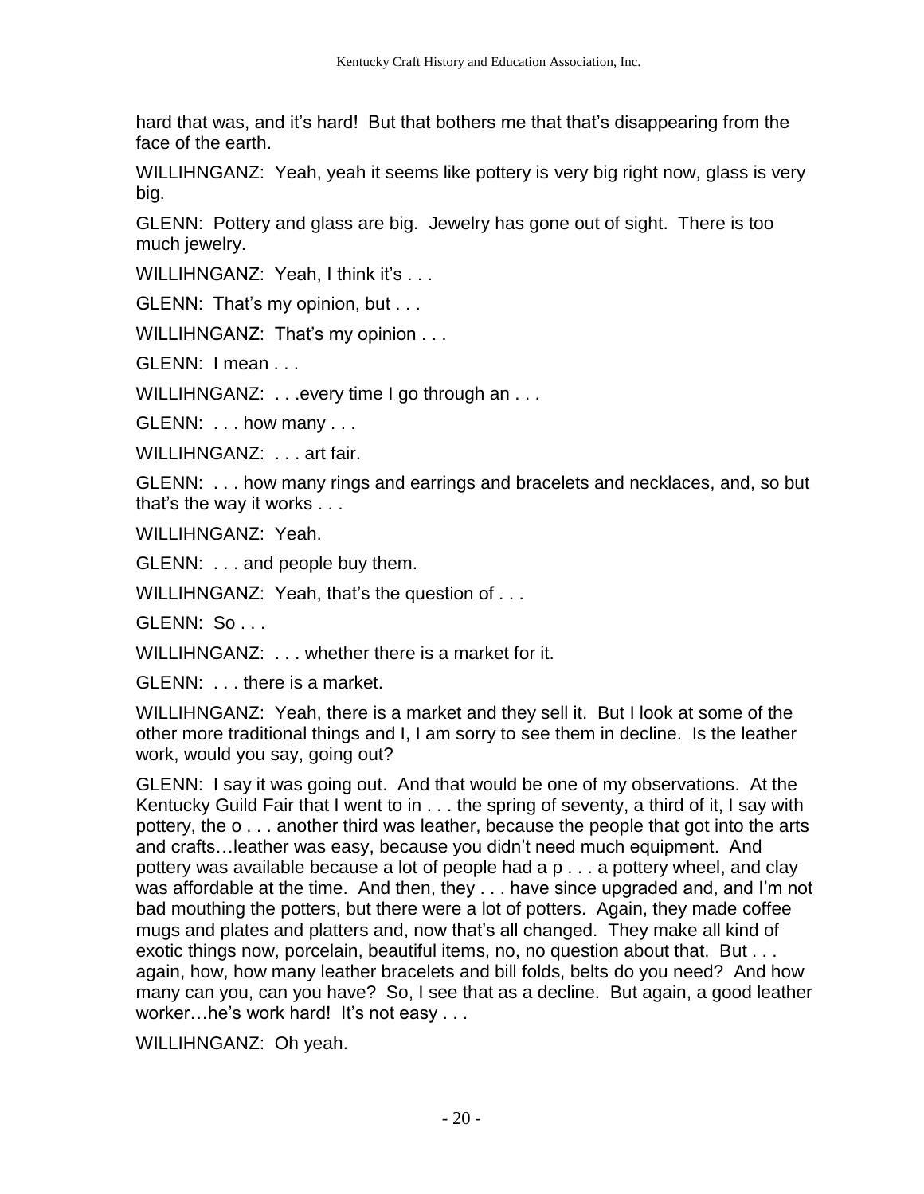hard that was, and it's hard! But that bothers me that that's disappearing from the face of the earth.

WILLIHNGANZ: Yeah, yeah it seems like pottery is very big right now, glass is very big.

GLENN: Pottery and glass are big. Jewelry has gone out of sight. There is too much jewelry.

WILLIHNGANZ: Yeah, I think it's . . .

GLENN: That's my opinion, but . . .

WILLIHNGANZ: That's my opinion . . .

GLENN: I mean . . .

WILLIHNGANZ: . . .every time I go through an . . .

GLENN: . . . how many . . .

WILLIHNGANZ: . . . art fair.

GLENN: . . . how many rings and earrings and bracelets and necklaces, and, so but that's the way it works . . .

WILLIHNGANZ: Yeah.

GLENN: . . . and people buy them.

WILLIHNGANZ: Yeah, that's the question of . . .

GLENN: So . . .

WILLIHNGANZ: . . . whether there is a market for it.

GLENN: . . . there is a market.

WILLIHNGANZ: Yeah, there is a market and they sell it. But I look at some of the other more traditional things and I, I am sorry to see them in decline. Is the leather work, would you say, going out?

GLENN: I say it was going out. And that would be one of my observations. At the Kentucky Guild Fair that I went to in . . . the spring of seventy, a third of it, I say with pottery, the o . . . another third was leather, because the people that got into the arts and crafts…leather was easy, because you didn't need much equipment. And pottery was available because a lot of people had a p . . . a pottery wheel, and clay was affordable at the time. And then, they . . . have since upgraded and, and I'm not bad mouthing the potters, but there were a lot of potters. Again, they made coffee mugs and plates and platters and, now that's all changed. They make all kind of exotic things now, porcelain, beautiful items, no, no question about that. But . . . again, how, how many leather bracelets and bill folds, belts do you need? And how many can you, can you have? So, I see that as a decline. But again, a good leather worker…he's work hard! It's not easy . . .

WILLIHNGANZ: Oh yeah.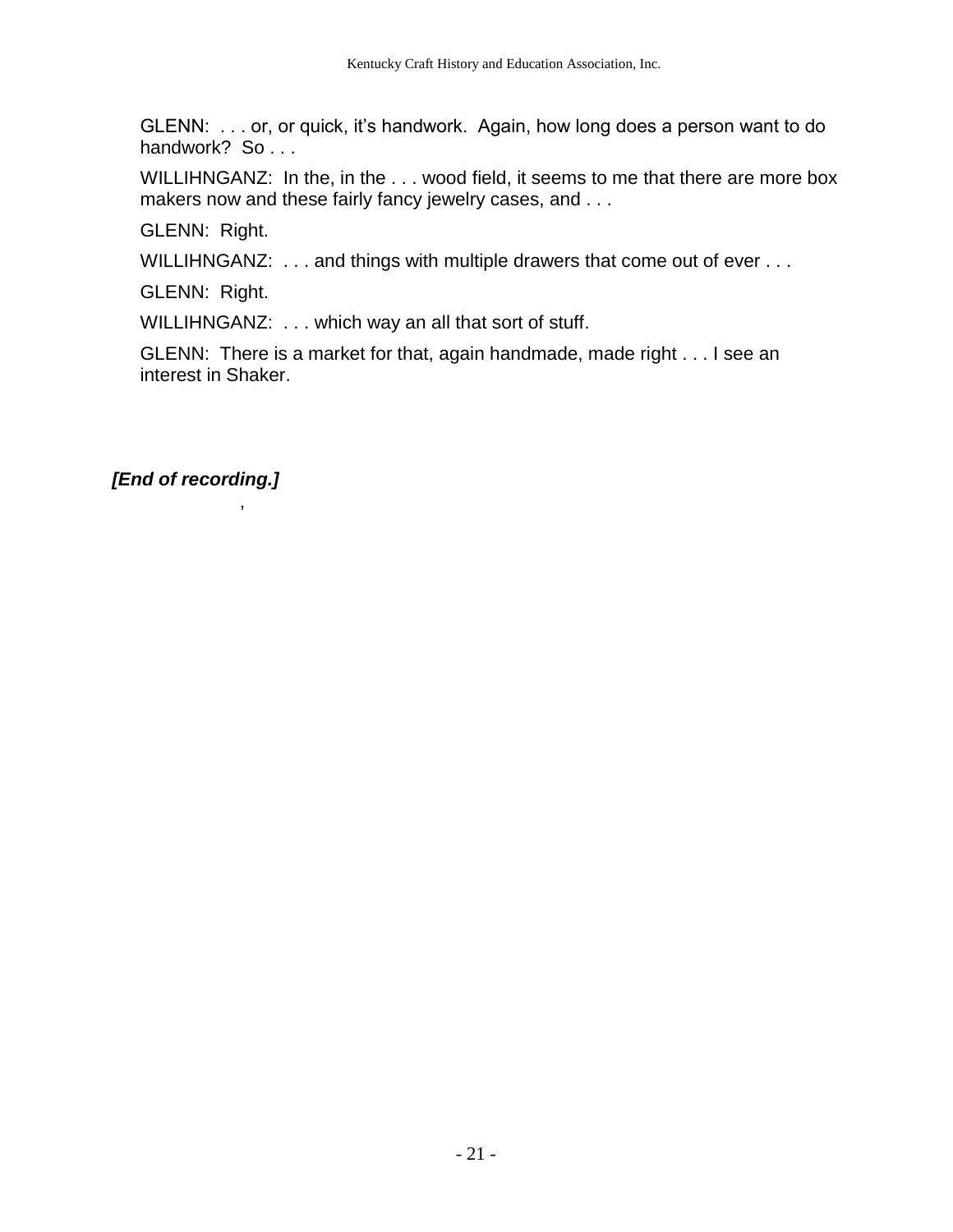GLENN: . . . or, or quick, it's handwork. Again, how long does a person want to do handwork? So . . .

WILLIHNGANZ: In the, in the . . . wood field, it seems to me that there are more box makers now and these fairly fancy jewelry cases, and . . .

GLENN: Right.

WILLIHNGANZ: . . . and things with multiple drawers that come out of ever . . .

GLENN: Right.

WILLIHNGANZ: . . . which way an all that sort of stuff.

GLENN: There is a market for that, again handmade, made right . . . I see an interest in Shaker.

***[End of recording.]***

,